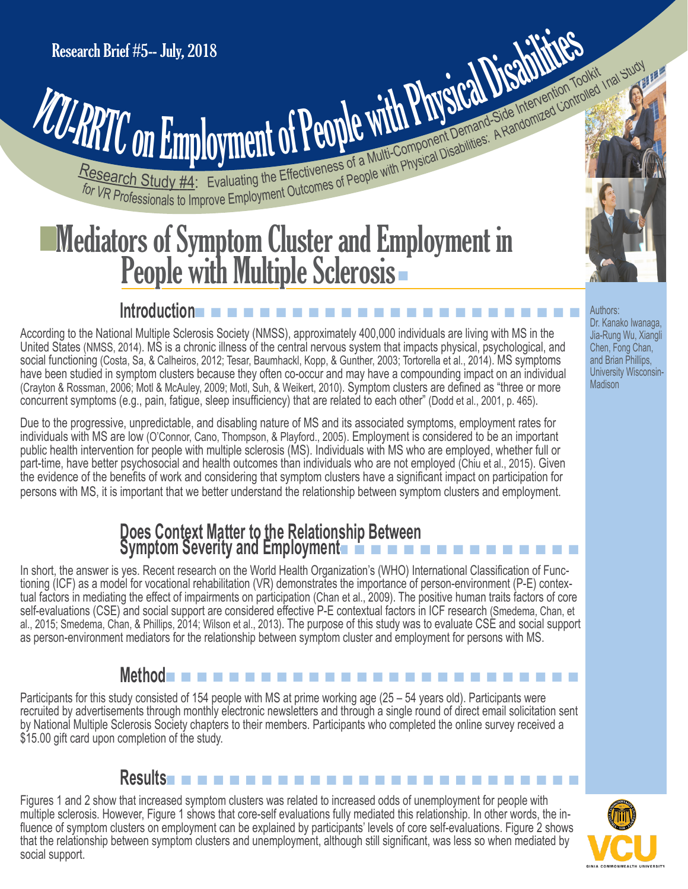Research Brief #5-- July, 2018

# VCU-RRTC on Employment of People with Physical Disabilities

Research Study #4: Evaluating the Effectiveness of a Multi-Component Demand-Side Intervention Toolkit for VR Professionals to Improve Employment Outcomes of People with Physical Disabilities: A Randomized Controlled Trial Study

# Mediators of Symptom Cluster and Employment in People with Multiple Sclerosis

Authors:
Dr. Kanako Iwanaga, Jia-Rung Wu, Xiangli Chen, Fong Chan, and Brian Phillips, University Wisconsin-Madison

## Introduction

According to the National Multiple Sclerosis Society (NMSS), approximately 400,000 individuals are living with MS in the United States (NMSS, 2014). MS is a chronic illness of the central nervous system that impacts physical, psychological, and social functioning (Costa, Sa, & Calheiros, 2012; Tesar, Baumhackl, Kopp, & Gunther, 2003; Tortorella et al., 2014). MS symptoms have been studied in symptom clusters because they often co-occur and may have a compounding impact on an individual (Crayton & Rossman, 2006; Motl & McAuley, 2009; Motl, Suh, & Weikert, 2010). Symptom clusters are defined as "three or more concurrent symptoms (e.g., pain, fatigue, sleep insufficiency) that are related to each other" (Dodd et al., 2001, p. 465).

Due to the progressive, unpredictable, and disabling nature of MS and its associated symptoms, employment rates for individuals with MS are low (O'Connor, Cano, Thompson, & Playford., 2005). Employment is considered to be an important public health intervention for people with multiple sclerosis (MS). Individuals with MS who are employed, whether full or part-time, have better psychosocial and health outcomes than individuals who are not employed (Chiu et al., 2015). Given the evidence of the benefits of work and considering that symptom clusters have a significant impact on participation for persons with MS, it is important that we better understand the relationship between symptom clusters and employment.

## Does Context Matter to the Relationship Between Symptom Severity and Employment

In short, the answer is yes. Recent research on the World Health Organization's (WHO) International Classification of Functioning (ICF) as a model for vocational rehabilitation (VR) demonstrates the importance of person-environment (P-E) contextual factors in mediating the effect of impairments on participation (Chan et al., 2009). The positive human traits factors of core self-evaluations (CSE) and social support are considered effective P-E contextual factors in ICF research (Smedema, Chan, et al., 2015; Smedema, Chan, & Phillips, 2014; Wilson et al., 2013). The purpose of this study was to evaluate CSE and social support as person-environment mediators for the relationship between symptom cluster and employment for persons with MS.

## Method

Participants for this study consisted of 154 people with MS at prime working age (25 – 54 years old). Participants were recruited by advertisements through monthly electronic newsletters and through a single round of direct email solicitation sent by National Multiple Sclerosis Society chapters to their members. Participants who completed the online survey received a $15.00 gift card upon completion of the study.

## Results

Figures 1 and 2 show that increased symptom clusters was related to increased odds of unemployment for people with multiple sclerosis. However, Figure 1 shows that core-self evaluations fully mediated this relationship. In other words, the influence of symptom clusters on employment can be explained by participants' levels of core self-evaluations. Figure 2 shows that the relationship between symptom clusters and unemployment, although still significant, was less so when mediated by social support.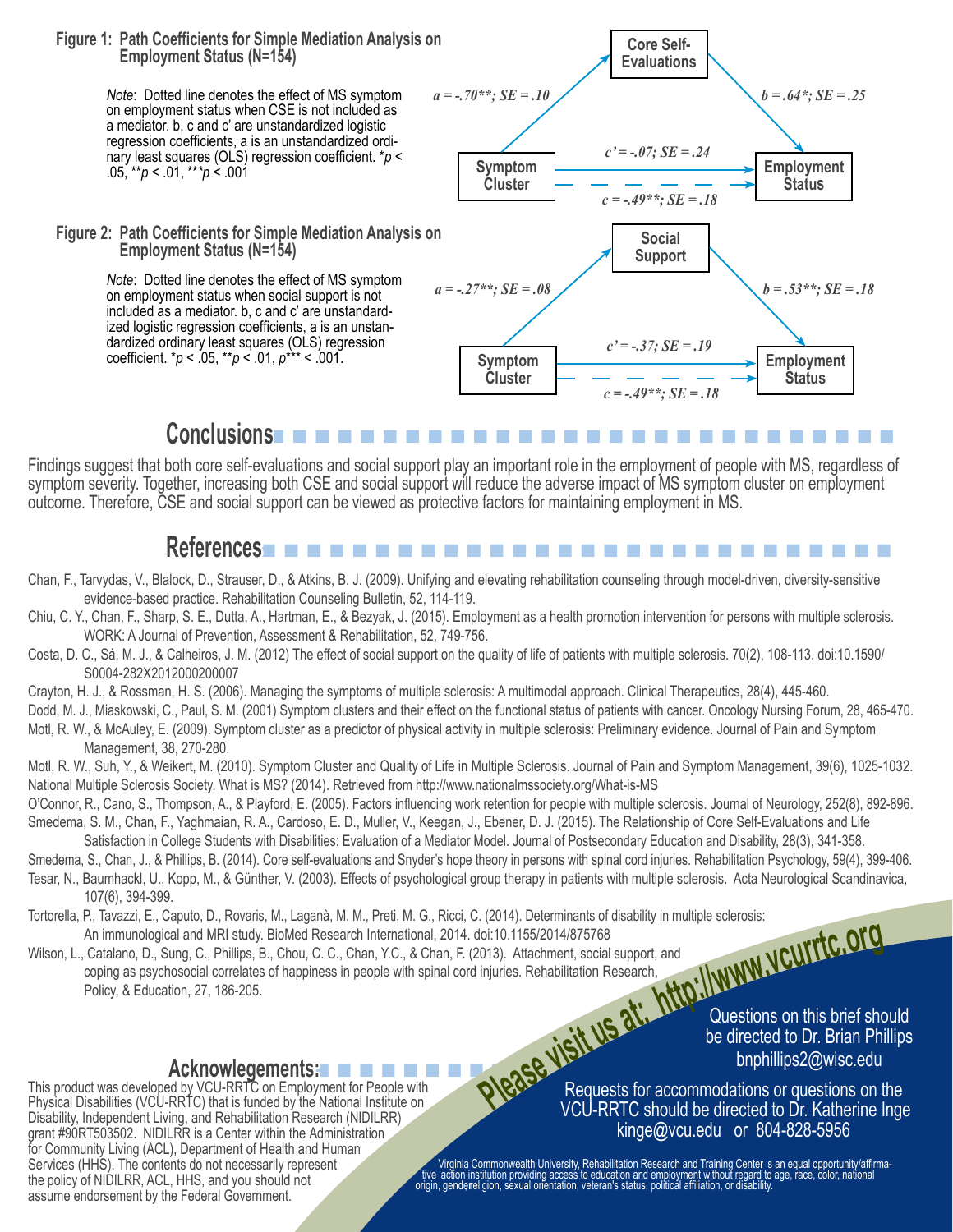**Figure 1: Path Coefficients for Simple Mediation Analysis on Employment Status (N=154)**

*Note*: Dotted line denotes the effect of MS symptom on employment status when CSE is not included as a mediator. b, c and c' are unstandardized logistic regression coefficients, a is an unstandardized ordinary least squares (OLS) regression coefficient. \*$p$ < .05, \*\*$p$ < .01, \*\*\*$p$ < .001

Core Self-Evaluations

*a = -.70\*\*; SE = .10*

*b = .64\*; SE = .25*

Symptom Cluster

*c' = -.07; SE = .24*

Employment Status

*c = -.49\*\*; SE = .18*

**Figure 2: Path Coefficients for Simple Mediation Analysis on Employment Status (N=154)**

*Note*: Dotted line denotes the effect of MS symptom on employment status when social support is not included as a mediator. b, c and c' are unstandardized logistic regression coefficients, a is an unstandardized ordinary least squares (OLS) regression coefficient. \*$p$ < .05, \*\*$p$ < .01, $p$\*\*\* < .001.

Social Support

*a = -.27\*\*; SE = .08*

*b = .53\*\*; SE = .18*

Symptom Cluster

*c' = -.37; SE = .19*

Employment Status

*c = -.49\*\*; SE = .18*

## Conclusions

Findings suggest that both core self-evaluations and social support play an important role in the employment of people with MS, regardless of symptom severity. Together, increasing both CSE and social support will reduce the adverse impact of MS symptom cluster on employment outcome. Therefore, CSE and social support can be viewed as protective factors for maintaining employment in MS.

## References

Chan, F., Tarvydas, V., Blalock, D., Strauser, D., & Atkins, B. J. (2009). Unifying and elevating rehabilitation counseling through model-driven, diversity-sensitive evidence-based practice. Rehabilitation Counseling Bulletin, 52, 114-119.

Chiu, C. Y., Chan, F., Sharp, S. E., Dutta, A., Hartman, E., & Bezyak, J. (2015). Employment as a health promotion intervention for persons with multiple sclerosis. WORK: A Journal of Prevention, Assessment & Rehabilitation, 52, 749-756.

Costa, D. C., Sá, M. J., & Calheiros, J. M. (2012) The effect of social support on the quality of life of patients with multiple sclerosis. 70(2), 108-113. doi:10.1590/S0004-282X2012000200007

Crayton, H. J., & Rossman, H. S. (2006). Managing the symptoms of multiple sclerosis: A multimodal approach. Clinical Therapeutics, 28(4), 445-460.

Dodd, M. J., Miaskowski, C., Paul, S. M. (2001) Symptom clusters and their effect on the functional status of patients with cancer. Oncology Nursing Forum, 28, 465-470.

Motl, R. W., & McAuley, E. (2009). Symptom cluster as a predictor of physical activity in multiple sclerosis: Preliminary evidence. Journal of Pain and Symptom Management, 38, 270-280.

Motl, R. W., Suh, Y., & Weikert, M. (2010). Symptom Cluster and Quality of Life in Multiple Sclerosis. Journal of Pain and Symptom Management, 39(6), 1025-1032.

National Multiple Sclerosis Society. What is MS? (2014). Retrieved from http://www.nationalmssociety.org/What-is-MS

O'Connor, R., Cano, S., Thompson, A., & Playford, E. (2005). Factors influencing work retention for people with multiple sclerosis. Journal of Neurology, 252(8), 892-896.

Smedema, S. M., Chan, F., Yaghmaian, R. A., Cardoso, E. D., Muller, V., Keegan, J., Ebener, D. J. (2015). The Relationship of Core Self-Evaluations and Life Satisfaction in College Students with Disabilities: Evaluation of a Mediator Model. Journal of Postsecondary Education and Disability, 28(3), 341-358.

Smedema, S., Chan, J., & Phillips, B. (2014). Core self-evaluations and Snyder's hope theory in persons with spinal cord injuries. Rehabilitation Psychology, 59(4), 399-406.

Tesar, N., Baumhackl, U., Kopp, M., & Günther, V. (2003). Effects of psychological group therapy in patients with multiple sclerosis. Acta Neurological Scandinavica, 107(6), 394-399.

Tortorella, P., Tavazzi, E., Caputo, D., Rovaris, M., Laganà, M. M., Preti, M. G., Ricci, C. (2014). Determinants of disability in multiple sclerosis: An immunological and MRI study. BioMed Research International, 2014. doi:10.1155/2014/875768

Wilson, L., Catalano, D., Sung, C., Phillips, B., Chou, C. C., Chan, Y.C., & Chan, F. (2013). Attachment, social support, and coping as psychosocial correlates of happiness in people with spinal cord injuries. Rehabilitation Research, Policy, & Education, 27, 186-205.

## Acknowlegements:

This product was developed by VCU-RRTC on Employment for People with Physical Disabilities (VCU-RRTC) that is funded by the National Institute on Disability, Independent Living, and Rehabilitation Research (NIDILRR) grant #90RT503502. NIDILRR is a Center within the Administration for Community Living (ACL), Department of Health and Human Services (HHS). The contents do not necessarily represent the policy of NIDILRR, ACL, HHS, and you should not assume endorsement by the Federal Government.

**Please visit us at: http://www.vcurrtc.org**

Questions on this brief should be directed to Dr. Brian Phillips bnphillips2@wisc.edu

Requests for accommodations or questions on the VCU-RRTC should be directed to Dr. Katherine Inge kinge@vcu.edu or 804-828-5956

Virginia Commonwealth University, Rehabilitation Research and Training Center is an equal opportunity/affirmative action institution providing access to education and employment without regard to age, race, color, national origin, gender, religion, sexual orientation, veteran's status, political affiliation, or disability.